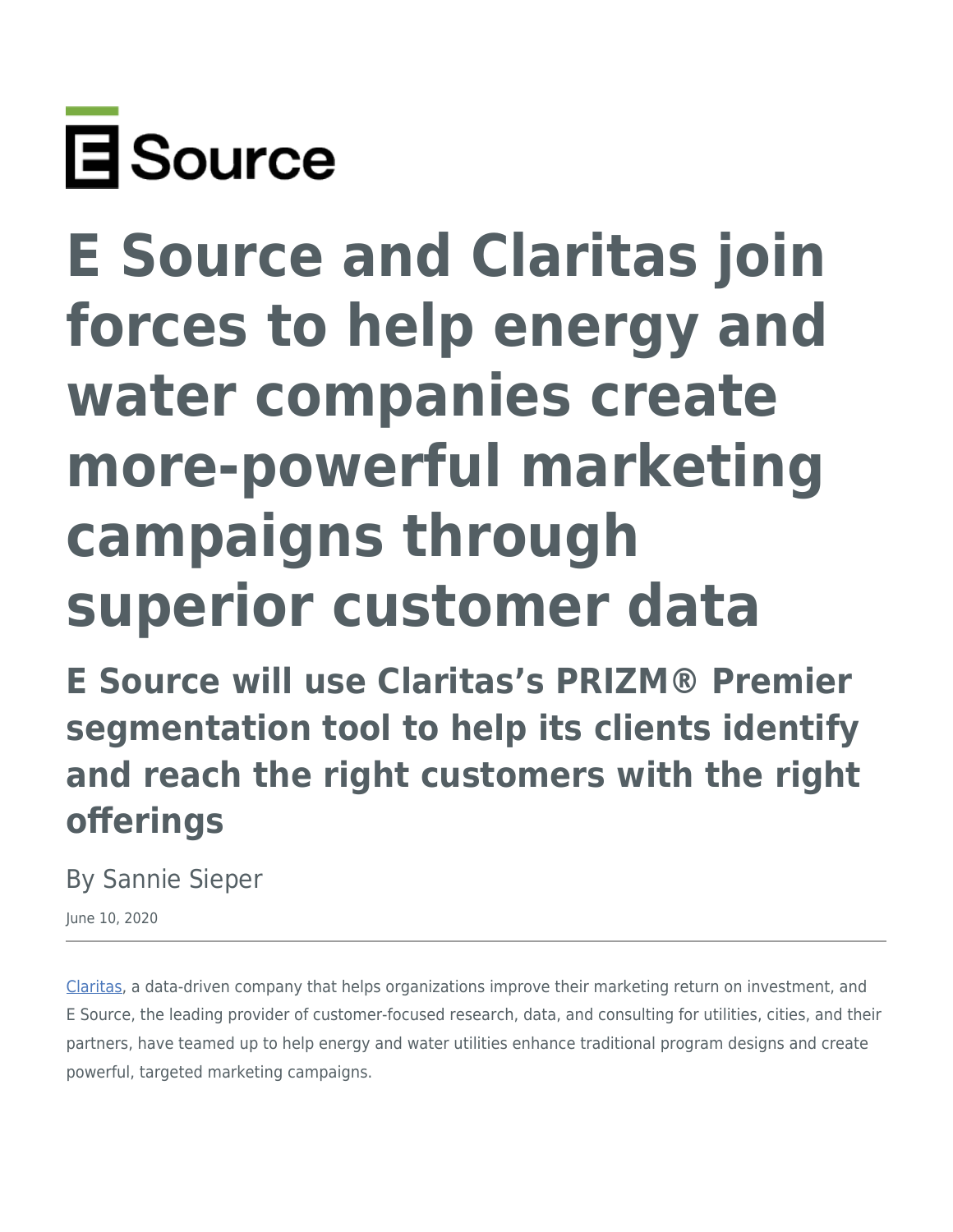# E Source and Claritas join forces to help energy and water companies create more-powerful marketing campaigns through superior customer data

## E Source will use Claritas's PRIZM® Premier segmentation tool to help its clients identify and reach the right customers with the right offerings

By Sannie Sieper

June 10, 2020

---

Claritas, a data-driven company that helps organizations improve their marketing return on investment, and E Source, the leading provider of customer-focused research, data, and consulting for utilities, cities, and their partners, have teamed up to help energy and water utilities enhance traditional program designs and create powerful, targeted marketing campaigns.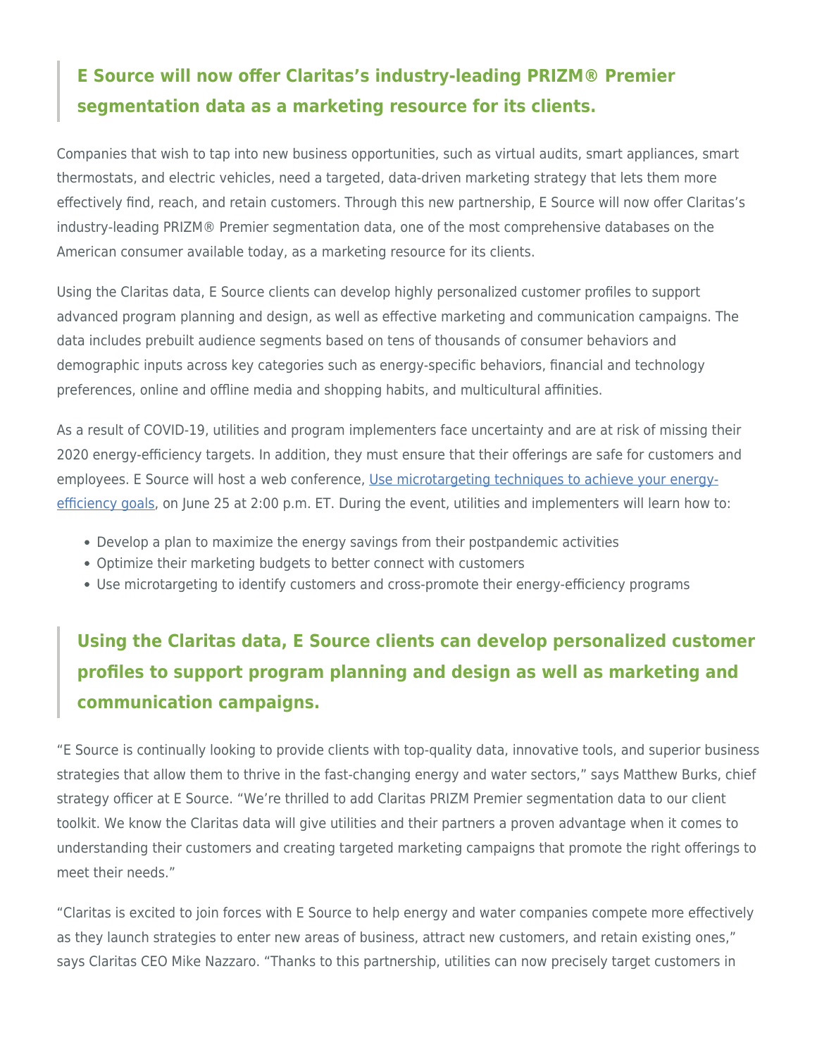> **E Source will now offer Claritas's industry-leading PRIZM® Premier segmentation data as a marketing resource for its clients.**

Companies that wish to tap into new business opportunities, such as virtual audits, smart appliances, smart thermostats, and electric vehicles, need a targeted, data-driven marketing strategy that lets them more effectively find, reach, and retain customers. Through this new partnership, E Source will now offer Claritas's industry-leading PRIZM® Premier segmentation data, one of the most comprehensive databases on the American consumer available today, as a marketing resource for its clients.

Using the Claritas data, E Source clients can develop highly personalized customer profiles to support advanced program planning and design, as well as effective marketing and communication campaigns. The data includes prebuilt audience segments based on tens of thousands of consumer behaviors and demographic inputs across key categories such as energy-specific behaviors, financial and technology preferences, online and offline media and shopping habits, and multicultural affinities.

As a result of COVID-19, utilities and program implementers face uncertainty and are at risk of missing their 2020 energy-efficiency targets. In addition, they must ensure that their offerings are safe for customers and employees. E Source will host a web conference, Use microtargeting techniques to achieve your energy-efficiency goals, on June 25 at 2:00 p.m. ET. During the event, utilities and implementers will learn how to:

- Develop a plan to maximize the energy savings from their postpandemic activities
- Optimize their marketing budgets to better connect with customers
- Use microtargeting to identify customers and cross-promote their energy-efficiency programs

> **Using the Claritas data, E Source clients can develop personalized customer profiles to support program planning and design as well as marketing and communication campaigns.**

"E Source is continually looking to provide clients with top-quality data, innovative tools, and superior business strategies that allow them to thrive in the fast-changing energy and water sectors," says Matthew Burks, chief strategy officer at E Source. "We're thrilled to add Claritas PRIZM Premier segmentation data to our client toolkit. We know the Claritas data will give utilities and their partners a proven advantage when it comes to understanding their customers and creating targeted marketing campaigns that promote the right offerings to meet their needs."

"Claritas is excited to join forces with E Source to help energy and water companies compete more effectively as they launch strategies to enter new areas of business, attract new customers, and retain existing ones," says Claritas CEO Mike Nazzaro. "Thanks to this partnership, utilities can now precisely target customers in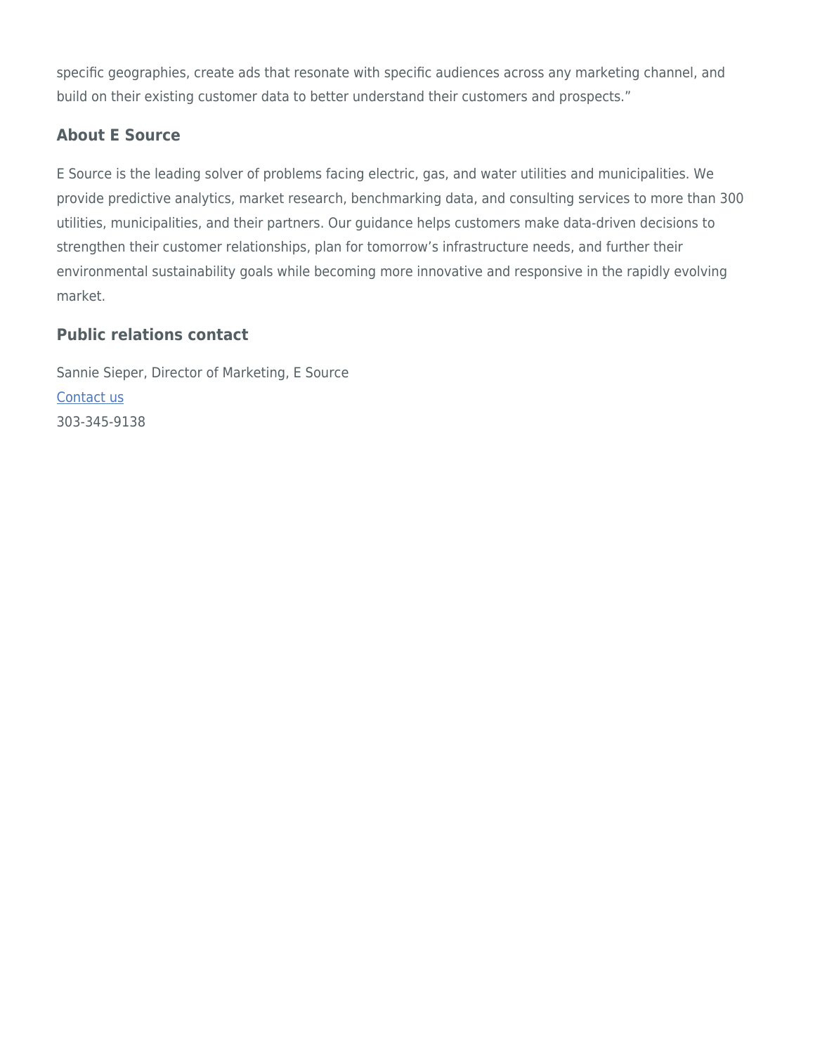specific geographies, create ads that resonate with specific audiences across any marketing channel, and build on their existing customer data to better understand their customers and prospects."

### About E Source

E Source is the leading solver of problems facing electric, gas, and water utilities and municipalities. We provide predictive analytics, market research, benchmarking data, and consulting services to more than 300 utilities, municipalities, and their partners. Our guidance helps customers make data-driven decisions to strengthen their customer relationships, plan for tomorrow's infrastructure needs, and further their environmental sustainability goals while becoming more innovative and responsive in the rapidly evolving market.

### Public relations contact

Sannie Sieper, Director of Marketing, E Source
Contact us
303-345-9138